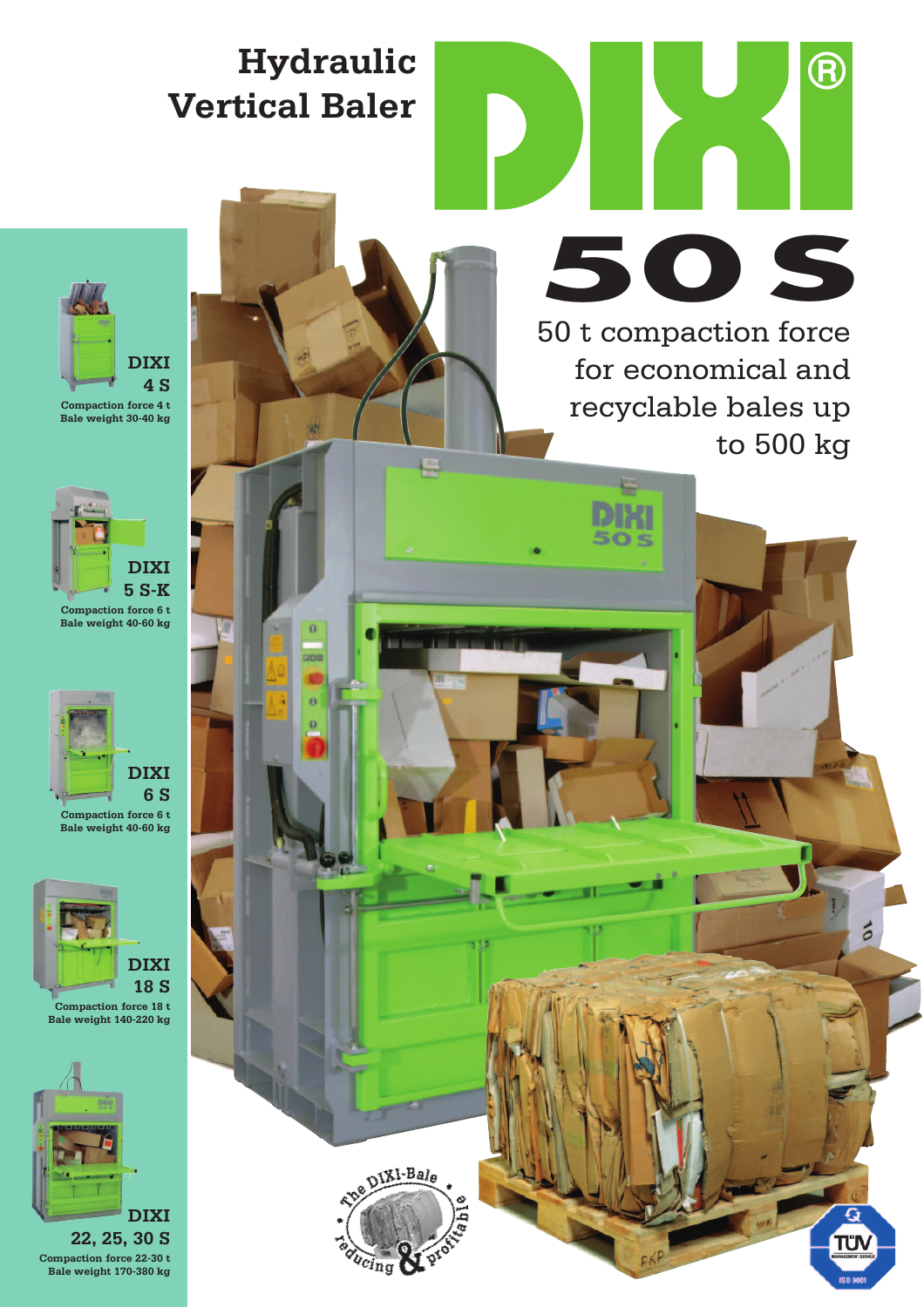# Hydraulic Vertical Baler

# DIXI®

# 50 S

50 t compaction force for economical and recyclable bales up to 500 kg

**DIXI 4 S**
Compaction force 4 t
Bale weight 30-40 kg

**DIXI 5 S-K**
Compaction force 6 t
Bale weight 40-60 kg

**DIXI 6 S**
Compaction force 6 t
Bale weight 40-60 kg

**DIXI 18 S**
Compaction force 18 t
Bale weight 140-220 kg

**DIXI 22, 25, 30 S**
Compaction force 22-30 t
Bale weight 170-380 kg

The DIXI-Bale • reducing & profitable

TÜV MANAGEMENT SERVICE ISO 9001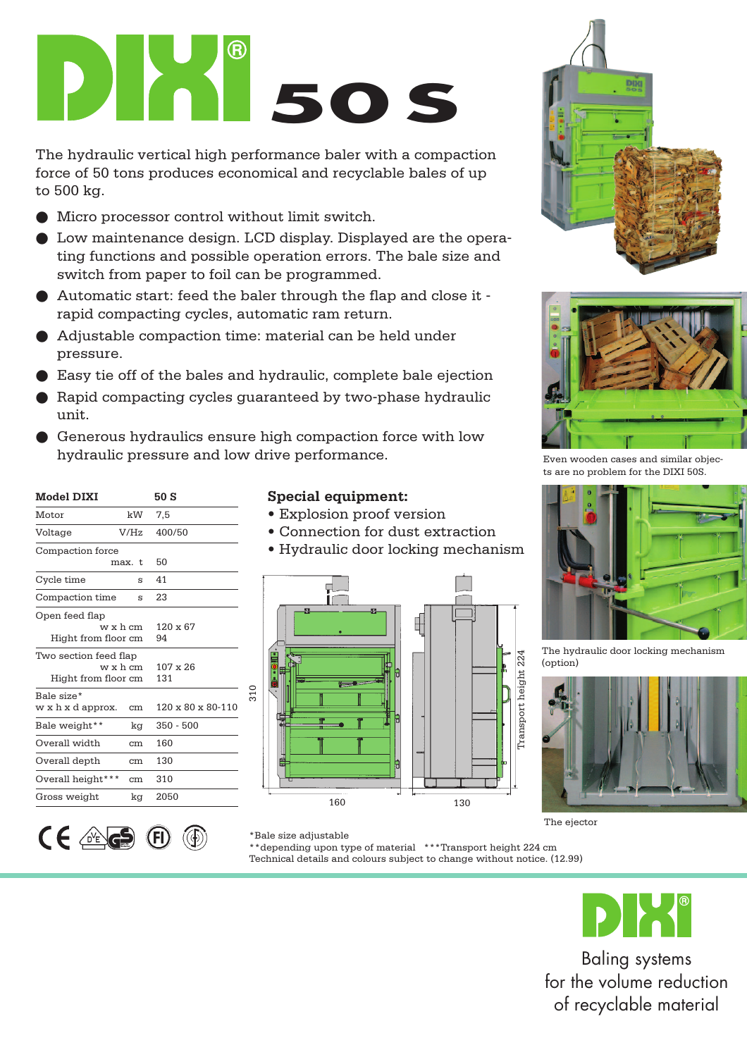# DIXI® 50 S

The hydraulic vertical high performance baler with a compaction force of 50 tons produces economical and recyclable bales of up to 500 kg.

- Micro processor control without limit switch.
- Low maintenance design. LCD display. Displayed are the operating functions and possible operation errors. The bale size and switch from paper to foil can be programmed.
- Automatic start: feed the baler through the flap and close it - rapid compacting cycles, automatic ram return.
- Adjustable compaction time: material can be held under pressure.
- Easy tie off of the bales and hydraulic, complete bale ejection
- Rapid compacting cycles guaranteed by two-phase hydraulic unit.
- Generous hydraulics ensure high compaction force with low hydraulic pressure and low drive performance.

Even wooden cases and similar objects are no problem for the DIXI 50S.

| Model DIXI | | 50 S |
|---|---|---|
| Motor | kW | 7,5 |
| Voltage | V/Hz | 400/50 |
| Compaction force max. | t | 50 |
| Cycle time | s | 41 |
| Compaction time | s | 23 |
| Open feed flap w x h | cm | 120 x 67 |
| Hight from floor | cm | 94 |
| Two section feed flap w x h | cm | 107 x 26 |
| Hight from floor | cm | 131 |
| Bale size* w x h x d approx. | cm | 120 x 80 x 80-110 |
| Bale weight** | kg | 350 - 500 |
| Overall width | cm | 160 |
| Overall depth | cm | 130 |
| Overall height*** | cm | 310 |
| Gross weight | kg | 2050 |

**Special equipment:**

- Explosion proof version
- Connection for dust extraction
- Hydraulic door locking mechanism

310

Transport height 224

160

130

The hydraulic door locking mechanism (option)

The ejector

*Bale size adjustable
**depending upon type of material ***Transport height 224 cm
Technical details and colours subject to change without notice. (12.99)

DIXI®

Baling systems for the volume reduction of recyclable material